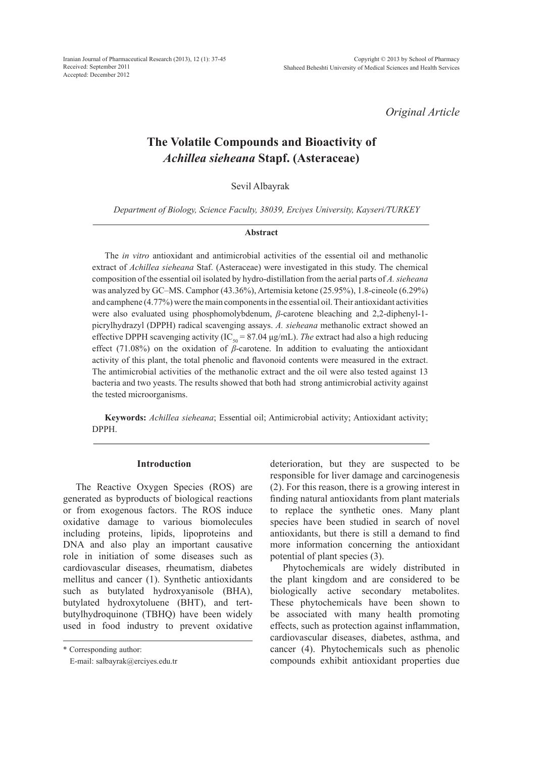Original Article

# The Volatile Compounds and Bioactivity of *Achillea sieheana* Stapf. (Asteraceae)

Sevil Albayrak

*Department of Biology, Science Faculty, 38039, Erciyes University, Kayseri/TURKEY*

### Abstract

The *in vitro* antioxidant and antimicrobial activities of the essential oil and methanolic extract of *Achillea sieheana* Staf. (Asteraceae) were investigated in this study. The chemical composition of the essential oil isolated by hydro-distillation from the aerial parts of *A. sieheana* was analyzed by GC–MS. Camphor (43.36%), Artemisia ketone (25.95%), 1.8-cineole (6.29%) and camphene (4.77%) were the main components in the essential oil. Their antioxidant activities were also evaluated using phosphomolybdenum, *β*-carotene bleaching and 2,2-diphenyl-1-picrylhydrazyl (DPPH) radical scavenging assays. *A. sieheana* methanolic extract showed an effective DPPH scavenging activity ($IC_{50}$ = 87.04 µg/mL). *The* extract had also a high reducing effect (71.08%) on the oxidation of *β*-carotene. In addition to evaluating the antioxidant activity of this plant, the total phenolic and flavonoid contents were measured in the extract. The antimicrobial activities of the methanolic extract and the oil were also tested against 13 bacteria and two yeasts. The results showed that both had strong antimicrobial activity against the tested microorganisms.

**Keywords:** *Achillea sieheana*; Essential oil; Antimicrobial activity; Antioxidant activity; DPPH.

## Introduction

The Reactive Oxygen Species (ROS) are generated as byproducts of biological reactions or from exogenous factors. The ROS induce oxidative damage to various biomolecules including proteins, lipids, lipoproteins and DNA and also play an important causative role in initiation of some diseases such as cardiovascular diseases, rheumatism, diabetes mellitus and cancer (1). Synthetic antioxidants such as butylated hydroxyanisole (BHA), butylated hydroxytoluene (BHT), and tert-butylhydroquinone (TBHQ) have been widely used in food industry to prevent oxidative deterioration, but they are suspected to be responsible for liver damage and carcinogenesis (2). For this reason, there is a growing interest in finding natural antioxidants from plant materials to replace the synthetic ones. Many plant species have been studied in search of novel antioxidants, but there is still a demand to find more information concerning the antioxidant potential of plant species (3).

Phytochemicals are widely distributed in the plant kingdom and are considered to be biologically active secondary metabolites. These phytochemicals have been shown to be associated with many health promoting effects, such as protection against inflammation, cardiovascular diseases, diabetes, asthma, and cancer (4). Phytochemicals such as phenolic compounds exhibit antioxidant properties due

\* Corresponding author:
E-mail: salbayrak@erciyes.edu.tr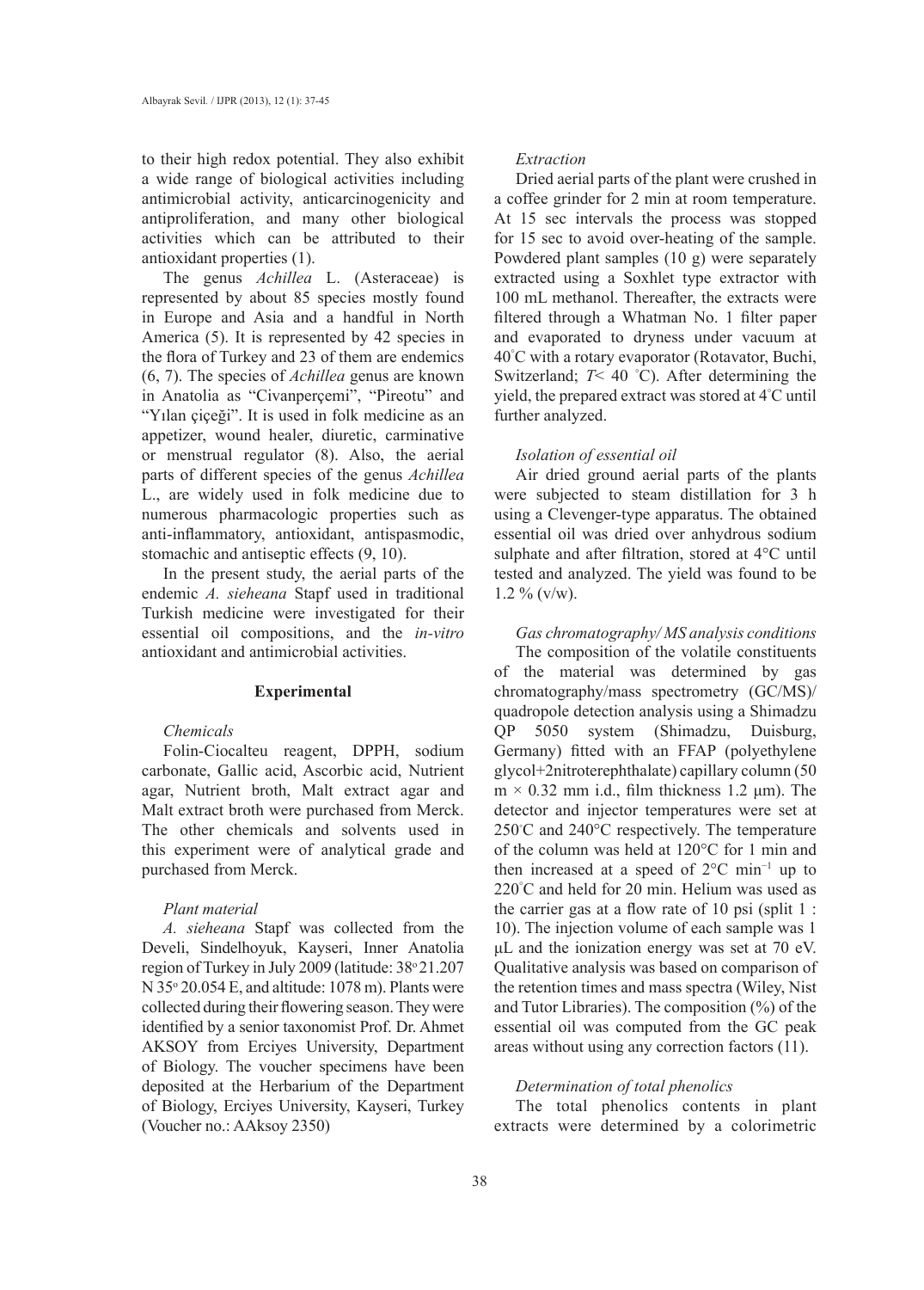to their high redox potential. They also exhibit a wide range of biological activities including antimicrobial activity, anticarcinogenicity and antiproliferation, and many other biological activities which can be attributed to their antioxidant properties (1).

The genus *Achillea* L. (Asteraceae) is represented by about 85 species mostly found in Europe and Asia and a handful in North America (5). It is represented by 42 species in the flora of Turkey and 23 of them are endemics (6, 7). The species of *Achillea* genus are known in Anatolia as "Civanperçemi", "Pireotu" and "Yılan çiçeği". It is used in folk medicine as an appetizer, wound healer, diuretic, carminative or menstrual regulator (8). Also, the aerial parts of different species of the genus *Achillea* L., are widely used in folk medicine due to numerous pharmacologic properties such as anti-inflammatory, antioxidant, antispasmodic, stomachic and antiseptic effects (9, 10).

In the present study, the aerial parts of the endemic *A. sieheana* Stapf used in traditional Turkish medicine were investigated for their essential oil compositions, and the *in-vitro* antioxidant and antimicrobial activities.

## Experimental

### *Chemicals*

Folin-Ciocalteu reagent, DPPH, sodium carbonate, Gallic acid, Ascorbic acid, Nutrient agar, Nutrient broth, Malt extract agar and Malt extract broth were purchased from Merck. The other chemicals and solvents used in this experiment were of analytical grade and purchased from Merck.

### *Plant material*

*A. sieheana* Stapf was collected from the Develi, Sindelhoyuk, Kayseri, Inner Anatolia region of Turkey in July 2009 (latitude: 38° 21.207 N 35° 20.054 E, and altitude: 1078 m). Plants were collected during their flowering season. They were identified by a senior taxonomist Prof. Dr. Ahmet AKSOY from Erciyes University, Department of Biology. The voucher specimens have been deposited at the Herbarium of the Department of Biology, Erciyes University, Kayseri, Turkey (Voucher no.: AAksoy 2350)

### *Extraction*

Dried aerial parts of the plant were crushed in a coffee grinder for 2 min at room temperature. At 15 sec intervals the process was stopped for 15 sec to avoid over-heating of the sample. Powdered plant samples (10 g) were separately extracted using a Soxhlet type extractor with 100 mL methanol. Thereafter, the extracts were filtered through a Whatman No. 1 filter paper and evaporated to dryness under vacuum at 40°C with a rotary evaporator (Rotavator, Buchi, Switzerland; $T < 40$ °C). After determining the yield, the prepared extract was stored at 4°C until further analyzed.

### *Isolation of essential oil*

Air dried ground aerial parts of the plants were subjected to steam distillation for 3 h using a Clevenger-type apparatus. The obtained essential oil was dried over anhydrous sodium sulphate and after filtration, stored at 4°C until tested and analyzed. The yield was found to be 1.2 % (v/w).

### *Gas chromatography/ MS analysis conditions*

The composition of the volatile constituents of the material was determined by gas chromatography/mass spectrometry (GC/MS)/ quadropole detection analysis using a Shimadzu QP 5050 system (Shimadzu, Duisburg, Germany) fitted with an FFAP (polyethylene glycol+2nitroterephthalate) capillary column (50 m × 0.32 mm i.d., film thickness 1.2 μm). The detector and injector temperatures were set at 250°C and 240°C respectively. The temperature of the column was held at 120°C for 1 min and then increased at a speed of 2°C $min^{-1}$ up to 220°C and held for 20 min. Helium was used as the carrier gas at a flow rate of 10 psi (split 1 : 10). The injection volume of each sample was 1 μL and the ionization energy was set at 70 eV. Qualitative analysis was based on comparison of the retention times and mass spectra (Wiley, Nist and Tutor Libraries). The composition (%) of the essential oil was computed from the GC peak areas without using any correction factors (11).

### *Determination of total phenolics*

The total phenolics contents in plant extracts were determined by a colorimetric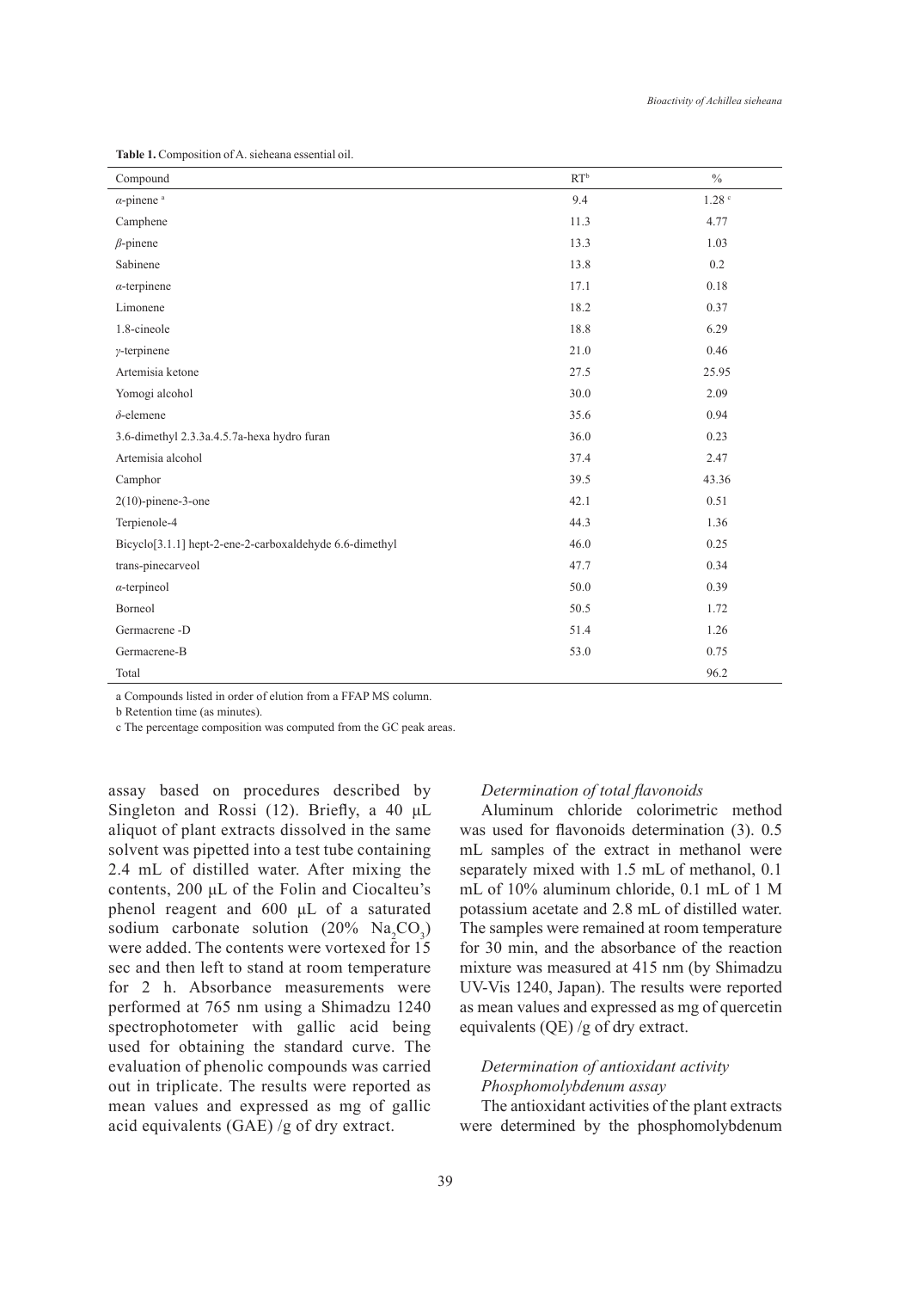**Table 1.** Composition of A. sieheana essential oil.

| Compound | RT[b] | % |
|---|---|---|
| α-pinene [a] | 9.4 | 1.28 [c] |
| Camphene | 11.3 | 4.77 |
| β-pinene | 13.3 | 1.03 |
| Sabinene | 13.8 | 0.2 |
| α-terpinene | 17.1 | 0.18 |
| Limonene | 18.2 | 0.37 |
| 1.8-cineole | 18.8 | 6.29 |
| γ-terpinene | 21.0 | 0.46 |
| Artemisia ketone | 27.5 | 25.95 |
| Yomogi alcohol | 30.0 | 2.09 |
| δ-elemene | 35.6 | 0.94 |
| 3.6-dimethyl 2.3.3a.4.5.7a-hexa hydro furan | 36.0 | 0.23 |
| Artemisia alcohol | 37.4 | 2.47 |
| Camphor | 39.5 | 43.36 |
| 2(10)-pinene-3-one | 42.1 | 0.51 |
| Terpienole-4 | 44.3 | 1.36 |
| Bicyclo[3.1.1] hept-2-ene-2-carboxaldehyde 6.6-dimethyl | 46.0 | 0.25 |
| trans-pinecarveol | 47.7 | 0.34 |
| α-terpineol | 50.0 | 0.39 |
| Borneol | 50.5 | 1.72 |
| Germacrene -D | 51.4 | 1.26 |
| Germacrene-B | 53.0 | 0.75 |
| Total | | 96.2 |

a Compounds listed in order of elution from a FFAP MS column.

b Retention time (as minutes).

c The percentage composition was computed from the GC peak areas.

assay based on procedures described by Singleton and Rossi (12). Briefly, a 40 µL aliquot of plant extracts dissolved in the same solvent was pipetted into a test tube containing 2.4 mL of distilled water. After mixing the contents, 200 µL of the Folin and Ciocalteu's phenol reagent and 600 µL of a saturated sodium carbonate solution (20% $Na_2CO_3$) were added. The contents were vortexed for 15 sec and then left to stand at room temperature for 2 h. Absorbance measurements were performed at 765 nm using a Shimadzu 1240 spectrophotometer with gallic acid being used for obtaining the standard curve. The evaluation of phenolic compounds was carried out in triplicate. The results were reported as mean values and expressed as mg of gallic acid equivalents (GAE) /g of dry extract.

### *Determination of total flavonoids*

Aluminum chloride colorimetric method was used for flavonoids determination (3). 0.5 mL samples of the extract in methanol were separately mixed with 1.5 mL of methanol, 0.1 mL of 10% aluminum chloride, 0.1 mL of 1 M potassium acetate and 2.8 mL of distilled water. The samples were remained at room temperature for 30 min, and the absorbance of the reaction mixture was measured at 415 nm (by Shimadzu UV-Vis 1240, Japan). The results were reported as mean values and expressed as mg of quercetin equivalents (QE) /g of dry extract.

### *Determination of antioxidant activity*

#### *Phosphomolybdenum assay*

The antioxidant activities of the plant extracts were determined by the phosphomolybdenum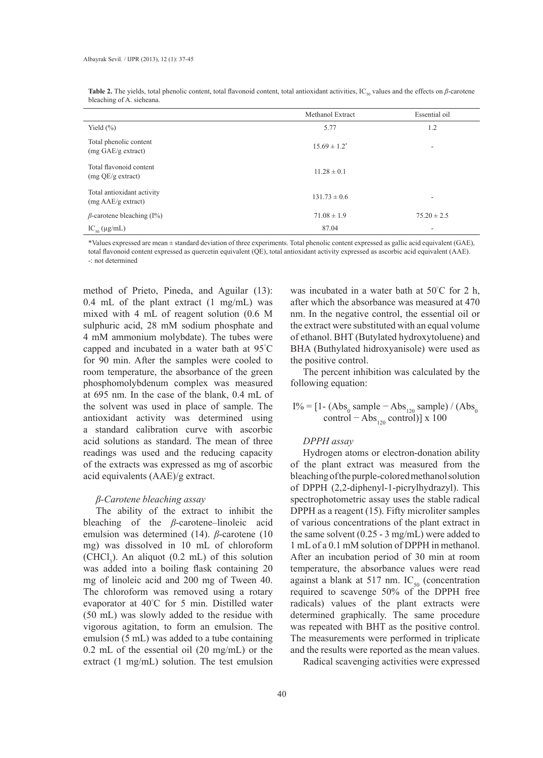**Table 2.** The yields, total phenolic content, total flavonoid content, total antioxidant activities, $IC_{50}$ values and the effects on *β*-carotene bleaching of A. sieheana.

| | Methanol Extract | Essential oil |
|---|---|---|
| Yield (%) | 5.77 | 1.2 |
| Total phenolic content (mg GAE/g extract) | 15.69 ± 1.2* | - |
| Total flavonoid content (mg QE/g extract) | 11.28 ± 0.1 | |
| Total antioxidant activity (mg AAE/g extract) | 131.73 ± 0.6 | - |
| *β*-carotene bleaching (I%) | 71.08 ± 1.9 | 75.20 ± 2.5 |
| $IC_{50}$ (μg/mL) | 87.04 | - |

*Values expressed are mean ± standard deviation of three experiments. Total phenolic content expressed as gallic acid equivalent (GAE), total flavonoid content expressed as quercetin equivalent (QE), total antioxidant activity expressed as ascorbic acid equivalent (AAE).
-: not determined

method of Prieto, Pineda, and Aguilar (13): 0.4 mL of the plant extract (1 mg/mL) was mixed with 4 mL of reagent solution (0.6 M sulphuric acid, 28 mM sodium phosphate and 4 mM ammonium molybdate). The tubes were capped and incubated in a water bath at 95°C for 90 min. After the samples were cooled to room temperature, the absorbance of the green phosphomolybdenum complex was measured at 695 nm. In the case of the blank, 0.4 mL of the solvent was used in place of sample. The antioxidant activity was determined using a standard calibration curve with ascorbic acid solutions as standard. The mean of three readings was used and the reducing capacity of the extracts was expressed as mg of ascorbic acid equivalents (AAE)/g extract.

### *β-Carotene bleaching assay*

The ability of the extract to inhibit the bleaching of the *β*-carotene–linoleic acid emulsion was determined (14). *β*-carotene (10 mg) was dissolved in 10 mL of chloroform ($CHCl_3$). An aliquot (0.2 mL) of this solution was added into a boiling flask containing 20 mg of linoleic acid and 200 mg of Tween 40. The chloroform was removed using a rotary evaporator at 40°C for 5 min. Distilled water (50 mL) was slowly added to the residue with vigorous agitation, to form an emulsion. The emulsion (5 mL) was added to a tube containing 0.2 mL of the essential oil (20 mg/mL) or the extract (1 mg/mL) solution. The test emulsion was incubated in a water bath at 50°C for 2 h, after which the absorbance was measured at 470 nm. In the negative control, the essential oil or the extract were substituted with an equal volume of ethanol. BHT (Butylated hydroxytoluene) and BHA (Buthylated hidroxyanisole) were used as the positive control.

The percent inhibition was calculated by the following equation:

$$I\% = [1- (Abs_0 \text{ sample} - Abs_{120} \text{ sample}) / (Abs_0 \text{ control} - Abs_{120} \text{ control})] \times 100$$

### *DPPH assay*

Hydrogen atoms or electron-donation ability of the plant extract was measured from the bleaching of the purple-colored methanol solution of DPPH (2,2-diphenyl-1-picrylhydrazyl). This spectrophotometric assay uses the stable radical DPPH as a reagent (15). Fifty microliter samples of various concentrations of the plant extract in the same solvent (0.25 - 3 mg/mL) were added to 1 mL of a 0.1 mM solution of DPPH in methanol. After an incubation period of 30 min at room temperature, the absorbance values were read against a blank at 517 nm. $IC_{50}$ (concentration required to scavenge 50% of the DPPH free radicals) values of the plant extracts were determined graphically. The same procedure was repeated with BHT as the positive control. The measurements were performed in triplicate and the results were reported as the mean values.

Radical scavenging activities were expressed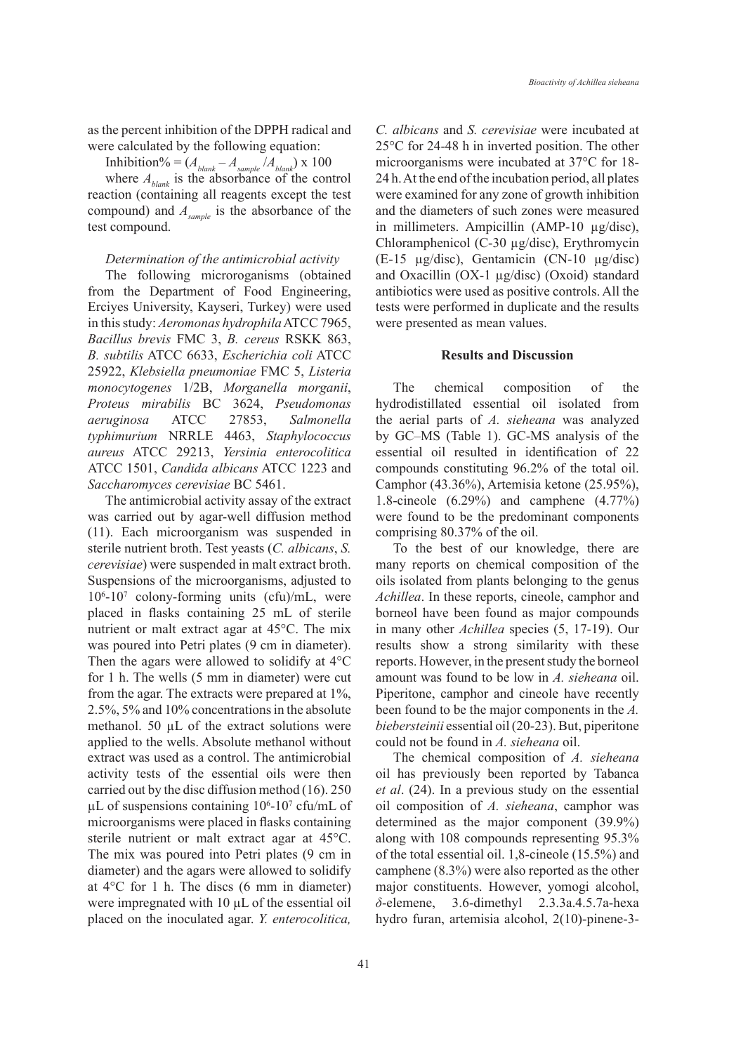as the percent inhibition of the DPPH radical and were calculated by the following equation:

Inhibition% = $(A_{blank} - A_{sample} / A_{blank})$ x 100

where $A_{blank}$ is the absorbance of the control reaction (containing all reagents except the test compound) and $A_{sample}$ is the absorbance of the test compound.

*Determination of the antimicrobial activity*

The following microroganisms (obtained from the Department of Food Engineering, Erciyes University, Kayseri, Turkey) were used in this study: *Aeromonas hydrophila* ATCC 7965, *Bacillus brevis* FMC 3, *B. cereus* RSKK 863, *B. subtilis* ATCC 6633, *Escherichia coli* ATCC 25922, *Klebsiella pneumoniae* FMC 5, *Listeria monocytogenes* 1/2B, *Morganella morganii*, *Proteus mirabilis* BC 3624, *Pseudomonas aeruginosa* ATCC 27853, *Salmonella typhimurium* NRRLE 4463, *Staphylococcus aureus* ATCC 29213, *Yersinia enterocolitica* ATCC 1501, *Candida albicans* ATCC 1223 and *Saccharomyces cerevisiae* BC 5461.

The antimicrobial activity assay of the extract was carried out by agar-well diffusion method (11). Each microorganism was suspended in sterile nutrient broth. Test yeasts (*C. albicans*, *S. cerevisiae*) were suspended in malt extract broth. Suspensions of the microorganisms, adjusted to $10^6$-$10^7$ colony-forming units (cfu)/mL, were placed in flasks containing 25 mL of sterile nutrient or malt extract agar at 45°C. The mix was poured into Petri plates (9 cm in diameter). Then the agars were allowed to solidify at 4°C for 1 h. The wells (5 mm in diameter) were cut from the agar. The extracts were prepared at 1%, 2.5%, 5% and 10% concentrations in the absolute methanol. 50 µL of the extract solutions were applied to the wells. Absolute methanol without extract was used as a control. The antimicrobial activity tests of the essential oils were then carried out by the disc diffusion method (16). 250 µL of suspensions containing $10^6$-$10^7$ cfu/mL of microorganisms were placed in flasks containing sterile nutrient or malt extract agar at 45°C. The mix was poured into Petri plates (9 cm in diameter) and the agars were allowed to solidify at 4°C for 1 h. The discs (6 mm in diameter) were impregnated with 10 µL of the essential oil placed on the inoculated agar. *Y. enterocolitica, C. albicans* and *S. cerevisiae* were incubated at 25°C for 24-48 h in inverted position. The other microorganisms were incubated at 37°C for 18-24 h. At the end of the incubation period, all plates were examined for any zone of growth inhibition and the diameters of such zones were measured in millimeters. Ampicillin (AMP-10 µg/disc), Chloramphenicol (C-30 µg/disc), Erythromycin (E-15 µg/disc), Gentamicin (CN-10 µg/disc) and Oxacillin (OX-1 µg/disc) (Oxoid) standard antibiotics were used as positive controls. All the tests were performed in duplicate and the results were presented as mean values.

## Results and Discussion

The chemical composition of the hydrodistillated essential oil isolated from the aerial parts of *A. sieheana* was analyzed by GC–MS (Table 1). GC-MS analysis of the essential oil resulted in identification of 22 compounds constituting 96.2% of the total oil. Camphor (43.36%), Artemisia ketone (25.95%), 1.8-cineole (6.29%) and camphene (4.77%) were found to be the predominant components comprising 80.37% of the oil.

To the best of our knowledge, there are many reports on chemical composition of the oils isolated from plants belonging to the genus *Achillea*. In these reports, cineole, camphor and borneol have been found as major compounds in many other *Achillea* species (5, 17-19). Our results show a strong similarity with these reports. However, in the present study the borneol amount was found to be low in *A. sieheana* oil. Piperitone, camphor and cineole have recently been found to be the major components in the *A. biebersteinii* essential oil (20-23). But, piperitone could not be found in *A. sieheana* oil.

The chemical composition of *A. sieheana* oil has previously been reported by Tabanca *et al*. (24). In a previous study on the essential oil composition of *A. sieheana*, camphor was determined as the major component (39.9%) along with 108 compounds representing 95.3% of the total essential oil. 1,8-cineole (15.5%) and camphene (8.3%) were also reported as the other major constituents. However, yomogi alcohol, *δ*-elemene, 3.6-dimethyl 2.3.3a.4.5.7a-hexa hydro furan, artemisia alcohol, 2(10)-pinene-3-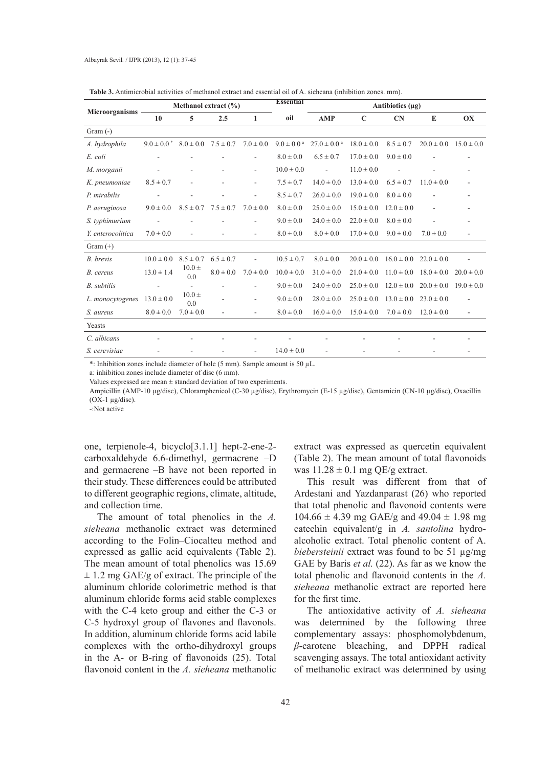**Table 3.** Antimicrobial activities of methanol extract and essential oil of A. sieheana (inhibition zones. mm).

| Microorganisms | Methanol extract (%) | | | | Essential oil | Antibiotics (µg) | | | | |
|---|---|---|---|---|---|---|---|---|---|---|
| | 10 | 5 | 2.5 | 1 | | AMP | C | CN | E | OX |
| Gram (-) | | | | | | | | | | |
| *A. hydrophila* | 9.0 ± 0.0 * | 8.0 ± 0.0 | 7.5 ± 0.7 | 7.0 ± 0.0 | 9.0 ± 0.0 [a] | 27.0 ± 0.0 [a] | 18.0 ± 0.0 | 8.5 ± 0.7 | 20.0 ± 0.0 | 15.0 ± 0.0 |
| *E. coli* | - | - | - | - | 8.0 ± 0.0 | 6.5 ± 0.7 | 17.0 ± 0.0 | 9.0 ± 0.0 | - | - |
| *M. morganii* | - | - | - | - | 10.0 ± 0.0 | - | 11.0 ± 0.0 | - | - | - |
| *K. pneumoniae* | 8.5 ± 0.7 | - | - | - | 7.5 ± 0.7 | 14.0 ± 0.0 | 13.0 ± 0.0 | 6.5 ± 0.7 | 11.0 ± 0.0 | - |
| *P. mirabilis* | - | - | - | - | 8.5 ± 0.7 | 26.0 ± 0.0 | 19.0 ± 0.0 | 8.0 ± 0.0 | - | - |
| *P. aeruginosa* | 9.0 ± 0.0 | 8.5 ± 0.7 | 7.5 ± 0.7 | 7.0 ± 0.0 | 8.0 ± 0.0 | 25.0 ± 0.0 | 15.0 ± 0.0 | 12.0 ± 0.0 | - | - |
| *S. typhimurium* | - | - | - | - | 9.0 ± 0.0 | 24.0 ± 0.0 | 22.0 ± 0.0 | 8.0 ± 0.0 | - | - |
| *Y. enterocolitica* | 7.0 ± 0.0 | - | - | - | 8.0 ± 0.0 | 8.0 ± 0.0 | 17.0 ± 0.0 | 9.0 ± 0.0 | 7.0 ± 0.0 | - |
| Gram (+) | | | | | | | | | | |
| *B. brevis* | 10.0 ± 0.0 | 8.5 ± 0.7 | 6.5 ± 0.7 | - | 10.5 ± 0.7 | 8.0 ± 0.0 | 20.0 ± 0.0 | 16.0 ± 0.0 | 22.0 ± 0.0 | - |
| *B. cereus* | 13.0 ± 1.4 | 10.0 ± 0.0 | 8.0 ± 0.0 | 7.0 ± 0.0 | 10.0 ± 0.0 | 31.0 ± 0.0 | 21.0 ± 0.0 | 11.0 ± 0.0 | 18.0 ± 0.0 | 20.0 ± 0.0 |
| *B. subtilis* | - | - | - | - | 9.0 ± 0.0 | 24.0 ± 0.0 | 25.0 ± 0.0 | 12.0 ± 0.0 | 20.0 ± 0.0 | 19.0 ± 0.0 |
| *L. monocytogenes* | 13.0 ± 0.0 | 10.0 ± 0.0 | - | - | 9.0 ± 0.0 | 28.0 ± 0.0 | 25.0 ± 0.0 | 13.0 ± 0.0 | 23.0 ± 0.0 | - |
| *S. aureus* | 8.0 ± 0.0 | 7.0 ± 0.0 | - | - | 8.0 ± 0.0 | 16.0 ± 0.0 | 15.0 ± 0.0 | 7.0 ± 0.0 | 12.0 ± 0.0 | - |
| Yeasts | | | | | | | | | | |
| *C. albicans* | - | - | - | - | - | - | - | - | - | - |
| *S. cerevisiae* | - | - | - | - | 14.0 ± 0.0 | - | - | - | - | - |

*: Inhibition zones include diameter of hole (5 mm). Sample amount is 50 µL.

a: inhibition zones include diameter of disc (6 mm).

Values expressed are mean ± standard deviation of two experiments.

Ampicillin (AMP-10 µg/disc), Chloramphenicol (C-30 µg/disc), Erythromycin (E-15 µg/disc), Gentamicin (CN-10 µg/disc), Oxacillin (OX-1 µg/disc).

-:Not active

one, terpienole-4, bicyclo[3.1.1] hept-2-ene-2-carboxaldehyde 6.6-dimethyl, germacrene –D and germacrene –B have not been reported in their study. These differences could be attributed to different geographic regions, climate, altitude, and collection time.

The amount of total phenolics in the *A. sieheana* methanolic extract was determined according to the Folin–Ciocalteu method and expressed as gallic acid equivalents (Table 2). The mean amount of total phenolics was 15.69 ± 1.2 mg GAE/g of extract. The principle of the aluminum chloride colorimetric method is that aluminum chloride forms acid stable complexes with the C-4 keto group and either the C-3 or C-5 hydroxyl group of flavones and flavonols. In addition, aluminum chloride forms acid labile complexes with the ortho-dihydroxyl groups in the A- or B-ring of flavonoids (25). Total flavonoid content in the *A. sieheana* methanolic extract was expressed as quercetin equivalent (Table 2). The mean amount of total flavonoids was 11.28 ± 0.1 mg QE/g extract.

This result was different from that of Ardestani and Yazdanparast (26) who reported that total phenolic and flavonoid contents were 104.66 ± 4.39 mg GAE/g and 49.04 ± 1.98 mg catechin equivalent/g in *A. santolina* hydro-alcoholic extract. Total phenolic content of A. *biebersteinii* extract was found to be 51 µg/mg GAE by Baris *et al.* (22). As far as we know the total phenolic and flavonoid contents in the *A. sieheana* methanolic extract are reported here for the first time.

The antioxidative activity of *A. sieheana* was determined by the following three complementary assays: phosphomolybdenum, *β*-carotene bleaching, and DPPH radical scavenging assays. The total antioxidant activity of methanolic extract was determined by using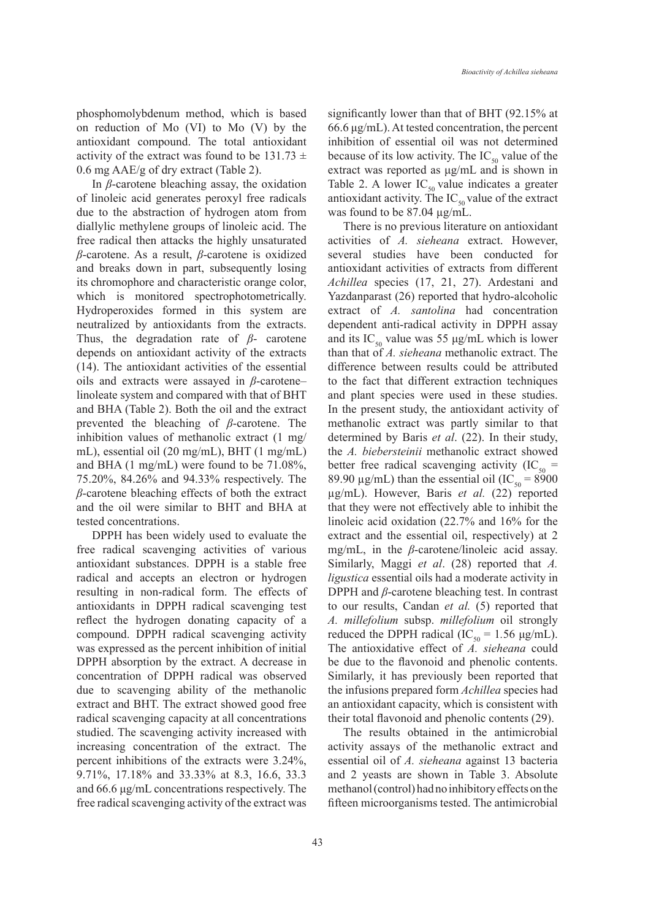phosphomolybdenum method, which is based on reduction of Mo (VI) to Mo (V) by the antioxidant compound. The total antioxidant activity of the extract was found to be 131.73 ± 0.6 mg AAE/g of dry extract (Table 2).

In *β*-carotene bleaching assay, the oxidation of linoleic acid generates peroxyl free radicals due to the abstraction of hydrogen atom from diallylic methylene groups of linoleic acid. The free radical then attacks the highly unsaturated *β*-carotene. As a result, *β*-carotene is oxidized and breaks down in part, subsequently losing its chromophore and characteristic orange color, which is monitored spectrophotometrically. Hydroperoxides formed in this system are neutralized by antioxidants from the extracts. Thus, the degradation rate of *β*- carotene depends on antioxidant activity of the extracts (14). The antioxidant activities of the essential oils and extracts were assayed in *β*-carotene–linoleate system and compared with that of BHT and BHA (Table 2). Both the oil and the extract prevented the bleaching of *β*-carotene. The inhibition values of methanolic extract (1 mg/mL), essential oil (20 mg/mL), BHT (1 mg/mL) and BHA (1 mg/mL) were found to be 71.08%, 75.20%, 84.26% and 94.33% respectively. The *β*-carotene bleaching effects of both the extract and the oil were similar to BHT and BHA at tested concentrations.

DPPH has been widely used to evaluate the free radical scavenging activities of various antioxidant substances. DPPH is a stable free radical and accepts an electron or hydrogen resulting in non-radical form. The effects of antioxidants in DPPH radical scavenging test reflect the hydrogen donating capacity of a compound. DPPH radical scavenging activity was expressed as the percent inhibition of initial DPPH absorption by the extract. A decrease in concentration of DPPH radical was observed due to scavenging ability of the methanolic extract and BHT. The extract showed good free radical scavenging capacity at all concentrations studied. The scavenging activity increased with increasing concentration of the extract. The percent inhibitions of the extracts were 3.24%, 9.71%, 17.18% and 33.33% at 8.3, 16.6, 33.3 and 66.6 µg/mL concentrations respectively. The free radical scavenging activity of the extract was significantly lower than that of BHT (92.15% at 66.6 µg/mL). At tested concentration, the percent inhibition of essential oil was not determined because of its low activity. The $IC_{50}$ value of the extract was reported as µg/mL and is shown in Table 2. A lower $IC_{50}$ value indicates a greater antioxidant activity. The $IC_{50}$ value of the extract was found to be 87.04 µg/mL.

There is no previous literature on antioxidant activities of *A. sieheana* extract. However, several studies have been conducted for antioxidant activities of extracts from different *Achillea* species (17, 21, 27). Ardestani and Yazdanparast (26) reported that hydro-alcoholic extract of *A. santolina* had concentration dependent anti-radical activity in DPPH assay and its $IC_{50}$ value was 55 µg/mL which is lower than that of *A. sieheana* methanolic extract. The difference between results could be attributed to the fact that different extraction techniques and plant species were used in these studies. In the present study, the antioxidant activity of methanolic extract was partly similar to that determined by Baris *et al*. (22). In their study, the *A. biebersteinii* methanolic extract showed better free radical scavenging activity ($IC_{50}$ = 89.90 µg/mL) than the essential oil ($IC_{50}$ = 8900 µg/mL). However, Baris *et al.* (22) reported that they were not effectively able to inhibit the linoleic acid oxidation (22.7% and 16% for the extract and the essential oil, respectively) at 2 mg/mL, in the *β*-carotene/linoleic acid assay. Similarly, Maggi *et al*. (28) reported that *A. ligustica* essential oils had a moderate activity in DPPH and *β*-carotene bleaching test. In contrast to our results, Candan *et al.* (5) reported that *A. millefolium* subsp. *millefolium* oil strongly reduced the DPPH radical ($IC_{50}$ = 1.56 µg/mL). The antioxidative effect of *A. sieheana* could be due to the flavonoid and phenolic contents. Similarly, it has previously been reported that the infusions prepared form *Achillea* species had an antioxidant capacity, which is consistent with their total flavonoid and phenolic contents (29).

The results obtained in the antimicrobial activity assays of the methanolic extract and essential oil of *A. sieheana* against 13 bacteria and 2 yeasts are shown in Table 3. Absolute methanol (control) had no inhibitory effects on the fifteen microorganisms tested. The antimicrobial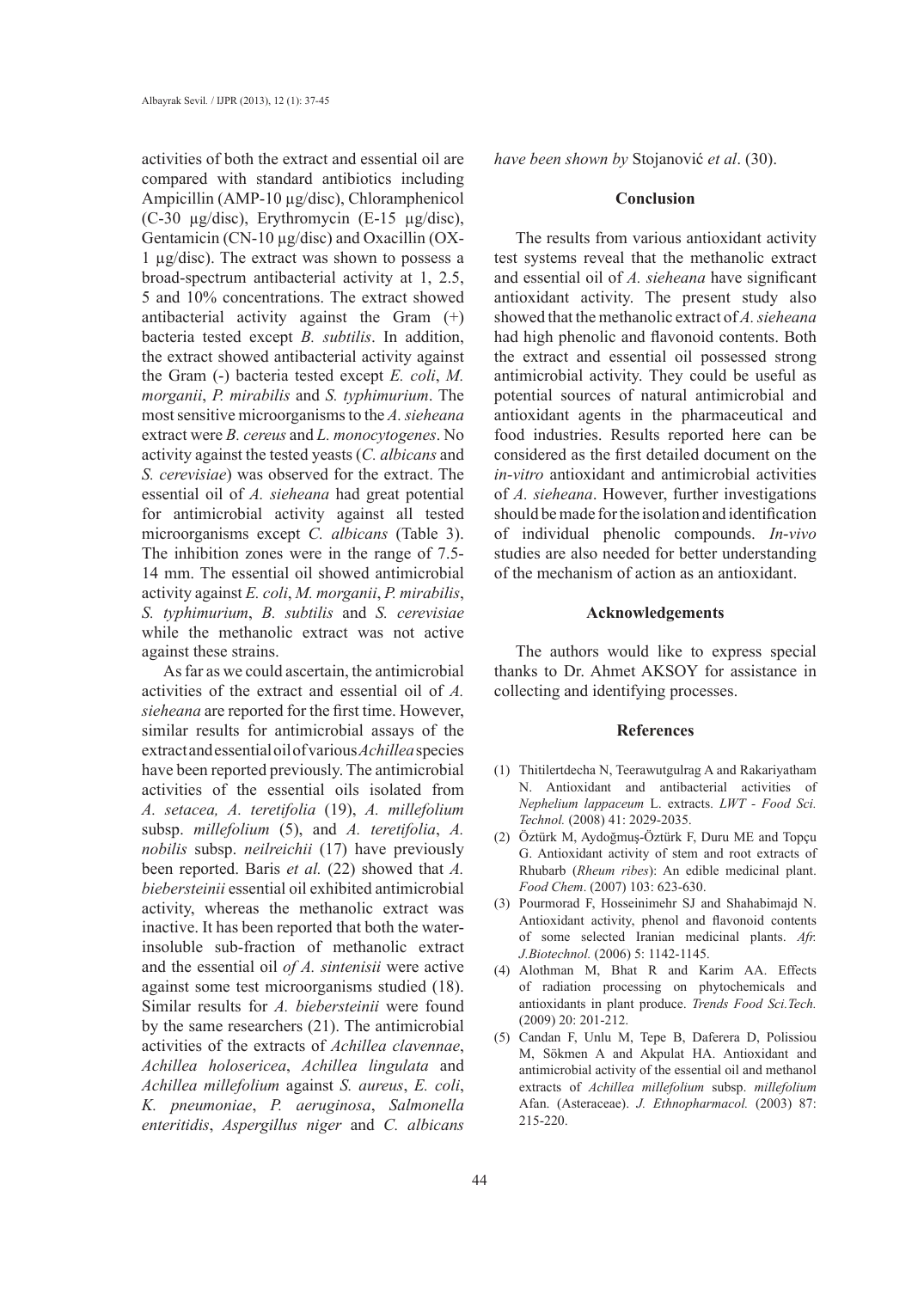activities of both the extract and essential oil are compared with standard antibiotics including Ampicillin (AMP-10 µg/disc), Chloramphenicol (C-30 µg/disc), Erythromycin (E-15 µg/disc), Gentamicin (CN-10 µg/disc) and Oxacillin (OX-1 µg/disc). The extract was shown to possess a broad-spectrum antibacterial activity at 1, 2.5, 5 and 10% concentrations. The extract showed antibacterial activity against the Gram (+) bacteria tested except *B. subtilis*. In addition, the extract showed antibacterial activity against the Gram (-) bacteria tested except *E. coli*, *M. morganii*, *P. mirabilis* and *S. typhimurium*. The most sensitive microorganisms to the *A. sieheana* extract were *B. cereus* and *L. monocytogenes*. No activity against the tested yeasts (*C. albicans* and *S. cerevisiae*) was observed for the extract. The essential oil of *A. sieheana* had great potential for antimicrobial activity against all tested microorganisms except *C. albicans* (Table 3). The inhibition zones were in the range of 7.5-14 mm. The essential oil showed antimicrobial activity against *E. coli*, *M. morganii*, *P. mirabilis*, *S. typhimurium*, *B. subtilis* and *S. cerevisiae* while the methanolic extract was not active against these strains.

As far as we could ascertain, the antimicrobial activities of the extract and essential oil of *A. sieheana* are reported for the first time. However, similar results for antimicrobial assays of the extract and essential oil of various *Achillea* species have been reported previously. The antimicrobial activities of the essential oils isolated from *A. setacea, A. teretifolia* (19), *A. millefolium* subsp. *millefolium* (5), and *A. teretifolia*, *A. nobilis* subsp. *neilreichii* (17) have previously been reported. Baris *et al.* (22) showed that *A. biebersteinii* essential oil exhibited antimicrobial activity, whereas the methanolic extract was inactive. It has been reported that both the water-insoluble sub-fraction of methanolic extract and the essential oil *of A. sintenisii* were active against some test microorganisms studied (18). Similar results for *A. biebersteinii* were found by the same researchers (21). The antimicrobial activities of the extracts of *Achillea clavennae*, *Achillea holosericea*, *Achillea lingulata* and *Achillea millefolium* against *S. aureus*, *E. coli*, *K. pneumoniae*, *P. aeruginosa*, *Salmonella enteritidis*, *Aspergillus niger* and *C. albicans have been shown by* Stojanović *et al*. (30).

## Conclusion

The results from various antioxidant activity test systems reveal that the methanolic extract and essential oil of *A. sieheana* have significant antioxidant activity. The present study also showed that the methanolic extract of *A. sieheana* had high phenolic and flavonoid contents. Both the extract and essential oil possessed strong antimicrobial activity. They could be useful as potential sources of natural antimicrobial and antioxidant agents in the pharmaceutical and food industries. Results reported here can be considered as the first detailed document on the *in-vitro* antioxidant and antimicrobial activities of *A. sieheana*. However, further investigations should be made for the isolation and identification of individual phenolic compounds. *In-vivo* studies are also needed for better understanding of the mechanism of action as an antioxidant.

## Acknowledgements

The authors would like to express special thanks to Dr. Ahmet AKSOY for assistance in collecting and identifying processes.

## References

(1) Thitilertdecha N, Teerawutgulrag A and Rakariyatham N. Antioxidant and antibacterial activities of *Nephelium lappaceum* L. extracts. *LWT - Food Sci. Technol.* (2008) 41: 2029-2035.

(2) Öztürk M, Aydoğmuş-Öztürk F, Duru ME and Topçu G. Antioxidant activity of stem and root extracts of Rhubarb (*Rheum ribes*): An edible medicinal plant. *Food Chem*. (2007) 103: 623-630.

(3) Pourmorad F, Hosseinimehr SJ and Shahabimajd N. Antioxidant activity, phenol and flavonoid contents of some selected Iranian medicinal plants. *Afr. J.Biotechnol.* (2006) 5: 1142-1145.

(4) Alothman M, Bhat R and Karim AA. Effects of radiation processing on phytochemicals and antioxidants in plant produce. *Trends Food Sci.Tech.* (2009) 20: 201-212.

(5) Candan F, Unlu M, Tepe B, Daferera D, Polissiou M, Sökmen A and Akpulat HA. Antioxidant and antimicrobial activity of the essential oil and methanol extracts of *Achillea millefolium* subsp. *millefolium* Afan. (Asteraceae). *J. Ethnopharmacol.* (2003) 87: 215-220.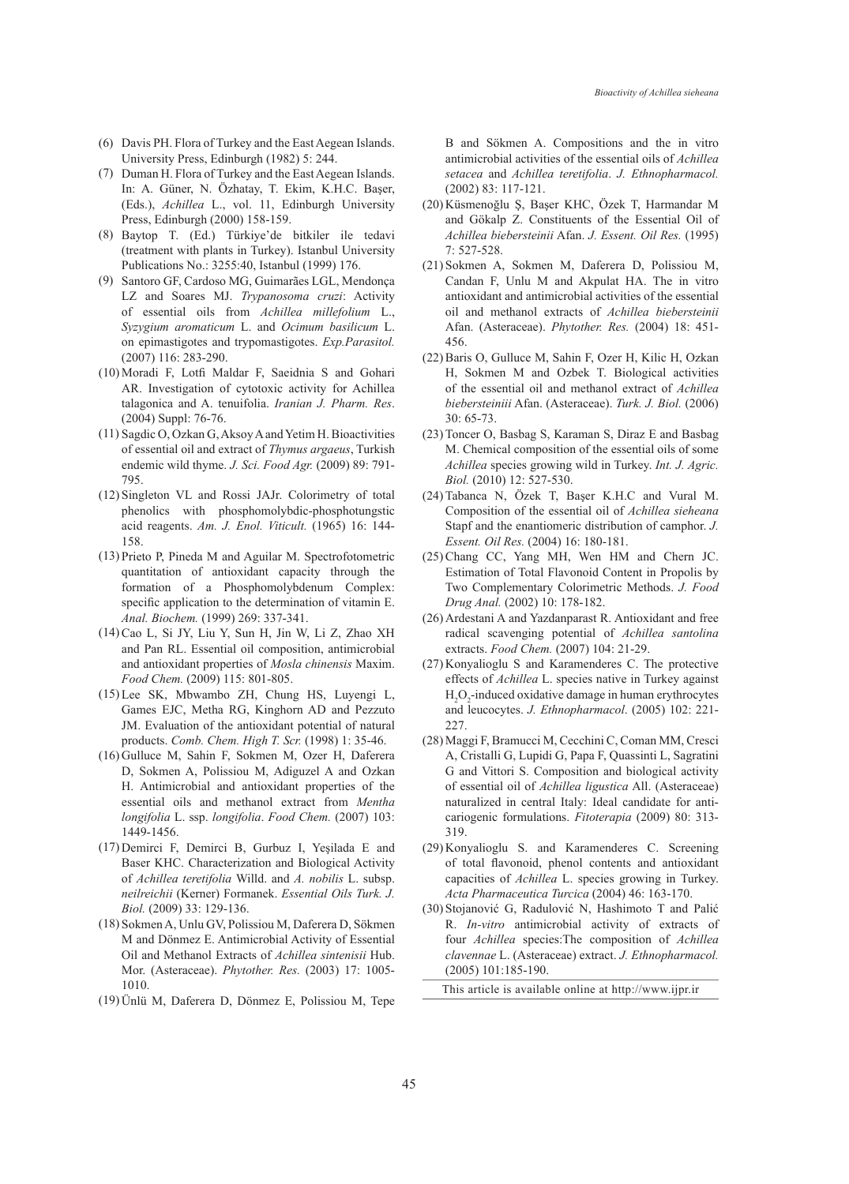(6) Davis PH. Flora of Turkey and the East Aegean Islands. University Press, Edinburgh (1982) 5: 244.

(7) Duman H. Flora of Turkey and the East Aegean Islands. In: A. Güner, N. Özhatay, T. Ekim, K.H.C. Başer, (Eds.), *Achillea* L., vol. 11, Edinburgh University Press, Edinburgh (2000) 158-159.

(8) Baytop T. (Ed.) Türkiye'de bitkiler ile tedavi (treatment with plants in Turkey). Istanbul University Publications No.: 3255:40, Istanbul (1999) 176.

(9) Santoro GF, Cardoso MG, Guimarães LGL, Mendonça LZ and Soares MJ. *Trypanosoma cruzi*: Activity of essential oils from *Achillea millefolium* L., *Syzygium aromaticum* L. and *Ocimum basilicum* L. on epimastigotes and trypomastigotes. *Exp.Parasitol.* (2007) 116: 283-290.

(10) Moradi F, Lotfi Maldar F, Saeidnia S and Gohari AR. Investigation of cytotoxic activity for Achillea talagonica and A. tenuifolia. *Iranian J. Pharm. Res*. (2004) Suppl: 76-76.

(11) Sagdic O, Ozkan G, Aksoy A and Yetim H. Bioactivities of essential oil and extract of *Thymus argaeus*, Turkish endemic wild thyme. *J. Sci. Food Agr.* (2009) 89: 791-795.

(12) Singleton VL and Rossi JAJr. Colorimetry of total phenolics with phosphomolybdic-phosphotungstic acid reagents. *Am. J. Enol. Viticult.* (1965) 16: 144-158.

(13) Prieto P, Pineda M and Aguilar M. Spectrofotometric quantitation of antioxidant capacity through the formation of a Phosphomolybdenum Complex: specific application to the determination of vitamin E. *Anal. Biochem.* (1999) 269: 337-341.

(14) Cao L, Si JY, Liu Y, Sun H, Jin W, Li Z, Zhao XH and Pan RL. Essential oil composition, antimicrobial and antioxidant properties of *Mosla chinensis* Maxim. *Food Chem.* (2009) 115: 801-805.

(15) Lee SK, Mbwambo ZH, Chung HS, Luyengi L, Games EJC, Metha RG, Kinghorn AD and Pezzuto JM. Evaluation of the antioxidant potential of natural products. *Comb. Chem. High T. Scr.* (1998) 1: 35-46.

(16) Gulluce M, Sahin F, Sokmen M, Ozer H, Daferera D, Sokmen A, Polissiou M, Adiguzel A and Ozkan H. Antimicrobial and antioxidant properties of the essential oils and methanol extract from *Mentha longifolia* L. ssp. *longifolia*. *Food Chem.* (2007) 103: 1449-1456.

(17) Demirci F, Demirci B, Gurbuz I, Yeşilada E and Baser KHC. Characterization and Biological Activity of *Achillea teretifolia* Willd. and *A. nobilis* L. subsp. *neilreichii* (Kerner) Formanek. *Essential Oils Turk. J. Biol.* (2009) 33: 129-136.

(18) Sokmen A, Unlu GV, Polissiou M, Daferera D, Sökmen M and Dönmez E. Antimicrobial Activity of Essential Oil and Methanol Extracts of *Achillea sintenisii* Hub. Mor. (Asteraceae). *Phytother. Res.* (2003) 17: 1005-1010.

(19) Ünlü M, Daferera D, Dönmez E, Polissiou M, Tepe B and Sökmen A. Compositions and the in vitro antimicrobial activities of the essential oils of *Achillea setacea* and *Achillea teretifolia*. *J. Ethnopharmacol.* (2002) 83: 117-121.

(20) Küsmenoğlu Ş, Başer KHC, Özek T, Harmandar M and Gökalp Z. Constituents of the Essential Oil of *Achillea biebersteinii* Afan. *J. Essent. Oil Res.* (1995) 7: 527-528.

(21) Sokmen A, Sokmen M, Daferera D, Polissiou M, Candan F, Unlu M and Akpulat HA. The in vitro antioxidant and antimicrobial activities of the essential oil and methanol extracts of *Achillea biebersteinii* Afan. (Asteraceae). *Phytother. Res.* (2004) 18: 451-456.

(22) Baris O, Gulluce M, Sahin F, Ozer H, Kilic H, Ozkan H, Sokmen M and Ozbek T. Biological activities of the essential oil and methanol extract of *Achillea biebersteiniii* Afan. (Asteraceae). *Turk. J. Biol.* (2006) 30: 65-73.

(23) Toncer O, Basbag S, Karaman S, Diraz E and Basbag M. Chemical composition of the essential oils of some *Achillea* species growing wild in Turkey. *Int. J. Agric. Biol.* (2010) 12: 527-530.

(24) Tabanca N, Özek T, Başer K.H.C and Vural M. Composition of the essential oil of *Achillea sieheana* Stapf and the enantiomeric distribution of camphor. *J. Essent. Oil Res.* (2004) 16: 180-181.

(25) Chang CC, Yang MH, Wen HM and Chern JC. Estimation of Total Flavonoid Content in Propolis by Two Complementary Colorimetric Methods. *J. Food Drug Anal.* (2002) 10: 178-182.

(26) Ardestani A and Yazdanparast R. Antioxidant and free radical scavenging potential of *Achillea santolina* extracts. *Food Chem.* (2007) 104: 21-29.

(27) Konyalioglu S and Karamenderes C. The protective effects of *Achillea* L. species native in Turkey against $H_2O_2$-induced oxidative damage in human erythrocytes and leucocytes. *J. Ethnopharmacol*. (2005) 102: 221-227.

(28) Maggi F, Bramucci M, Cecchini C, Coman MM, Cresci A, Cristalli G, Lupidi G, Papa F, Quassinti L, Sagratini G and Vittori S. Composition and biological activity of essential oil of *Achillea ligustica* All. (Asteraceae) naturalized in central Italy: Ideal candidate for anti-cariogenic formulations. *Fitoterapia* (2009) 80: 313-319.

(29) Konyalioglu S. and Karamenderes C. Screening of total flavonoid, phenol contents and antioxidant capacities of *Achillea* L. species growing in Turkey. *Acta Pharmaceutica Turcica* (2004) 46: 163-170.

(30) Stojanović G, Radulović N, Hashimoto T and Palić R. *In-vitro* antimicrobial activity of extracts of four *Achillea* species:The composition of *Achillea clavennae* L. (Asteraceae) extract. *J. Ethnopharmacol.* (2005) 101:185-190.

This article is available online at http://www.ijpr.ir